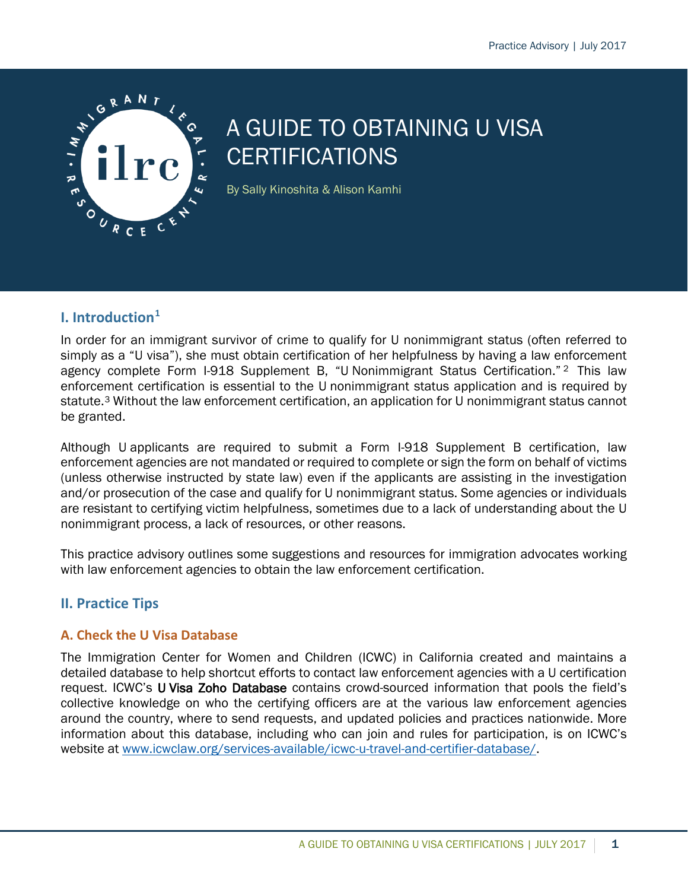# A GUIDE TO OBTAINING U VISA CERTIFICATIONS

By Sally Kinoshita & Alison Kamhi

## I. Introduction[1]

In order for an immigrant survivor of crime to qualify for U nonimmigrant status (often referred to simply as a "U visa"), she must obtain certification of her helpfulness by having a law enforcement agency complete Form I-918 Supplement B, "U Nonimmigrant Status Certification."[2] This law enforcement certification is essential to the U nonimmigrant status application and is required by statute.[3] Without the law enforcement certification, an application for U nonimmigrant status cannot be granted.

Although U applicants are required to submit a Form I-918 Supplement B certification, law enforcement agencies are not mandated or required to complete or sign the form on behalf of victims (unless otherwise instructed by state law) even if the applicants are assisting in the investigation and/or prosecution of the case and qualify for U nonimmigrant status. Some agencies or individuals are resistant to certifying victim helpfulness, sometimes due to a lack of understanding about the U nonimmigrant process, a lack of resources, or other reasons.

This practice advisory outlines some suggestions and resources for immigration advocates working with law enforcement agencies to obtain the law enforcement certification.

## II. Practice Tips

### A. Check the U Visa Database

The Immigration Center for Women and Children (ICWC) in California created and maintains a detailed database to help shortcut efforts to contact law enforcement agencies with a U certification request. ICWC's U Visa Zoho Database contains crowd-sourced information that pools the field's collective knowledge on who the certifying officers are at the various law enforcement agencies around the country, where to send requests, and updated policies and practices nationwide. More information about this database, including who can join and rules for participation, is on ICWC's website at [www.icwclaw.org/services-available/icwc-u-travel-and-certifier-database/](http://www.icwclaw.org/services-available/icwc-u-travel-and-certifier-database/).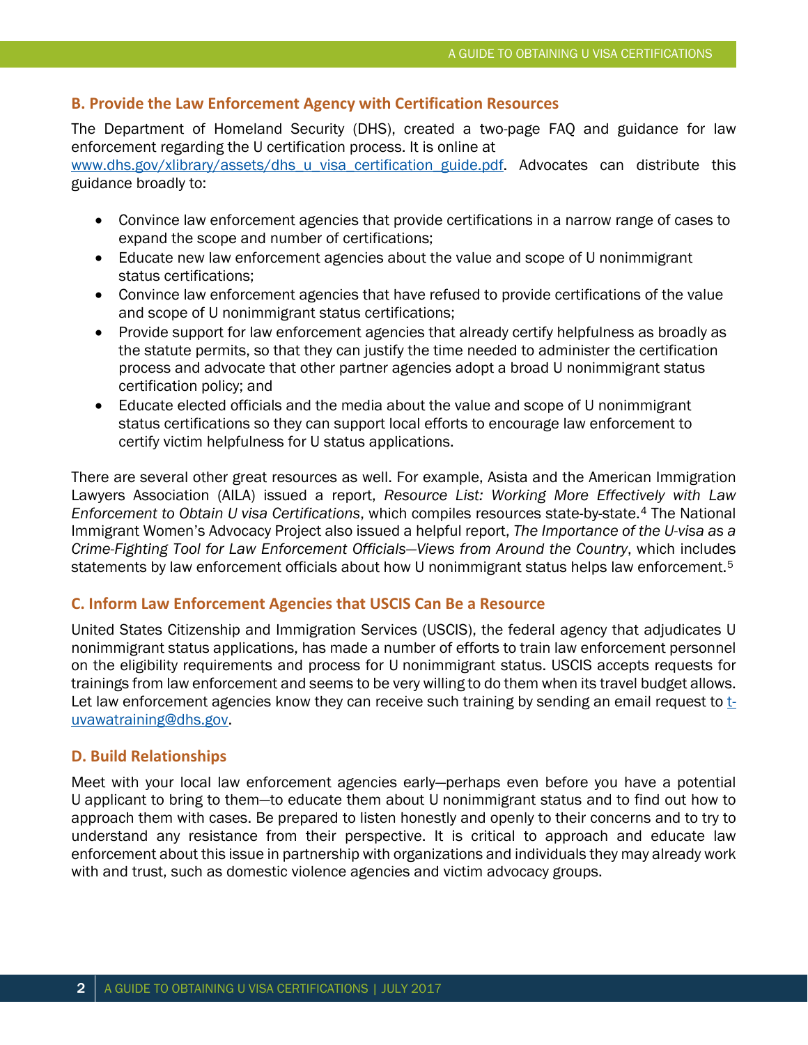### B. Provide the Law Enforcement Agency with Certification Resources

The Department of Homeland Security (DHS), created a two-page FAQ and guidance for law enforcement regarding the U certification process. It is online at www.dhs.gov/xlibrary/assets/dhs_u_visa_certification_guide.pdf. Advocates can distribute this guidance broadly to:

- Convince law enforcement agencies that provide certifications in a narrow range of cases to expand the scope and number of certifications;
- Educate new law enforcement agencies about the value and scope of U nonimmigrant status certifications;
- Convince law enforcement agencies that have refused to provide certifications of the value and scope of U nonimmigrant status certifications;
- Provide support for law enforcement agencies that already certify helpfulness as broadly as the statute permits, so that they can justify the time needed to administer the certification process and advocate that other partner agencies adopt a broad U nonimmigrant status certification policy; and
- Educate elected officials and the media about the value and scope of U nonimmigrant status certifications so they can support local efforts to encourage law enforcement to certify victim helpfulness for U status applications.

There are several other great resources as well. For example, Asista and the American Immigration Lawyers Association (AILA) issued a report, *Resource List: Working More Effectively with Law Enforcement to Obtain U visa Certifications*, which compiles resources state-by-state.[4] The National Immigrant Women's Advocacy Project also issued a helpful report, *The Importance of the U-visa as a Crime-Fighting Tool for Law Enforcement Officials—Views from Around the Country*, which includes statements by law enforcement officials about how U nonimmigrant status helps law enforcement.[5]

### C. Inform Law Enforcement Agencies that USCIS Can Be a Resource

United States Citizenship and Immigration Services (USCIS), the federal agency that adjudicates U nonimmigrant status applications, has made a number of efforts to train law enforcement personnel on the eligibility requirements and process for U nonimmigrant status. USCIS accepts requests for trainings from law enforcement and seems to be very willing to do them when its travel budget allows. Let law enforcement agencies know they can receive such training by sending an email request to t-uvawatraining@dhs.gov.

### D. Build Relationships

Meet with your local law enforcement agencies early—perhaps even before you have a potential U applicant to bring to them—to educate them about U nonimmigrant status and to find out how to approach them with cases. Be prepared to listen honestly and openly to their concerns and to try to understand any resistance from their perspective. It is critical to approach and educate law enforcement about this issue in partnership with organizations and individuals they may already work with and trust, such as domestic violence agencies and victim advocacy groups.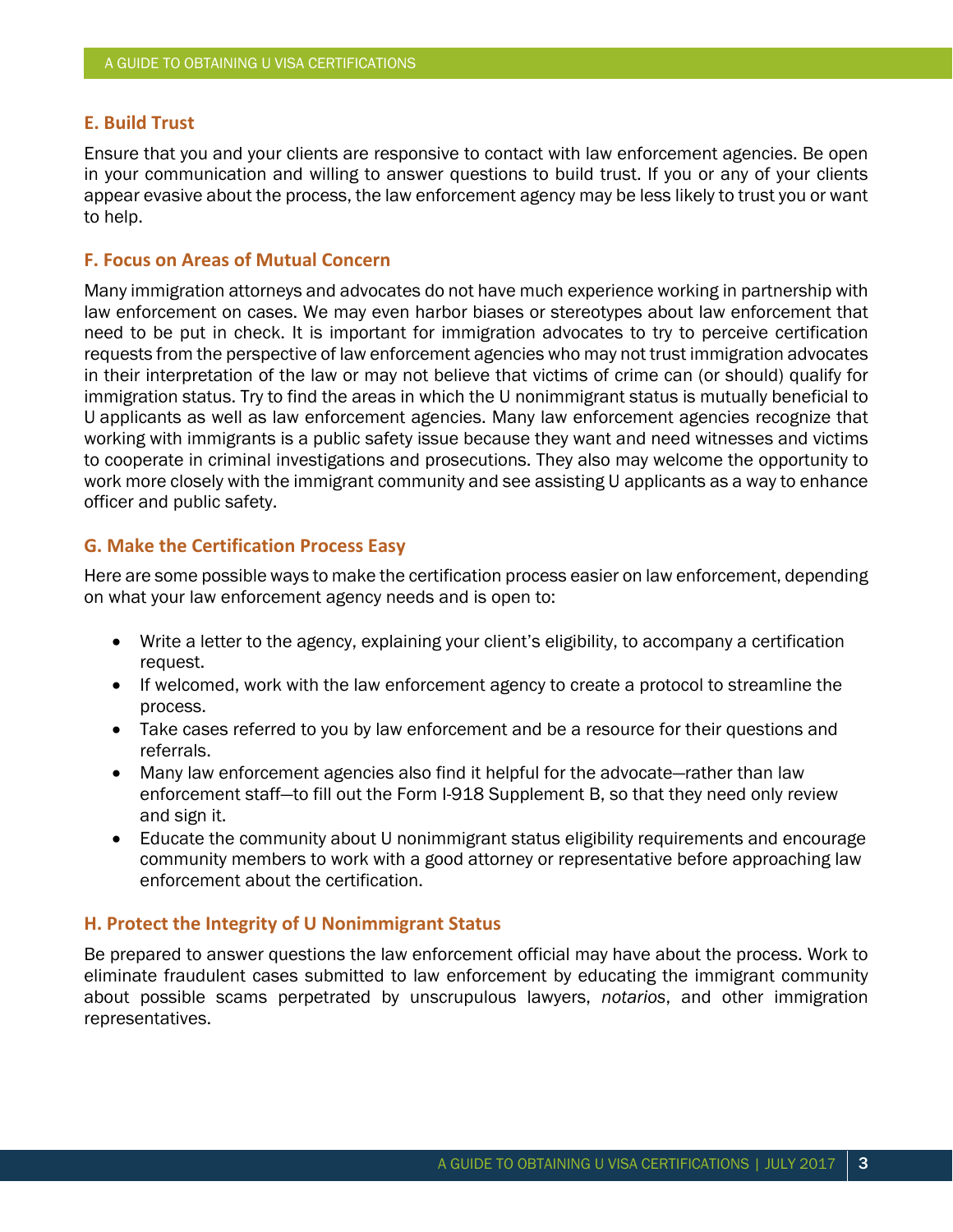### E. Build Trust

Ensure that you and your clients are responsive to contact with law enforcement agencies. Be open in your communication and willing to answer questions to build trust. If you or any of your clients appear evasive about the process, the law enforcement agency may be less likely to trust you or want to help.

### F. Focus on Areas of Mutual Concern

Many immigration attorneys and advocates do not have much experience working in partnership with law enforcement on cases. We may even harbor biases or stereotypes about law enforcement that need to be put in check. It is important for immigration advocates to try to perceive certification requests from the perspective of law enforcement agencies who may not trust immigration advocates in their interpretation of the law or may not believe that victims of crime can (or should) qualify for immigration status. Try to find the areas in which the U nonimmigrant status is mutually beneficial to U applicants as well as law enforcement agencies. Many law enforcement agencies recognize that working with immigrants is a public safety issue because they want and need witnesses and victims to cooperate in criminal investigations and prosecutions. They also may welcome the opportunity to work more closely with the immigrant community and see assisting U applicants as a way to enhance officer and public safety.

### G. Make the Certification Process Easy

Here are some possible ways to make the certification process easier on law enforcement, depending on what your law enforcement agency needs and is open to:

- Write a letter to the agency, explaining your client's eligibility, to accompany a certification request.
- If welcomed, work with the law enforcement agency to create a protocol to streamline the process.
- Take cases referred to you by law enforcement and be a resource for their questions and referrals.
- Many law enforcement agencies also find it helpful for the advocate—rather than law enforcement staff—to fill out the Form I-918 Supplement B, so that they need only review and sign it.
- Educate the community about U nonimmigrant status eligibility requirements and encourage community members to work with a good attorney or representative before approaching law enforcement about the certification.

### H. Protect the Integrity of U Nonimmigrant Status

Be prepared to answer questions the law enforcement official may have about the process. Work to eliminate fraudulent cases submitted to law enforcement by educating the immigrant community about possible scams perpetrated by unscrupulous lawyers, *notarios*, and other immigration representatives.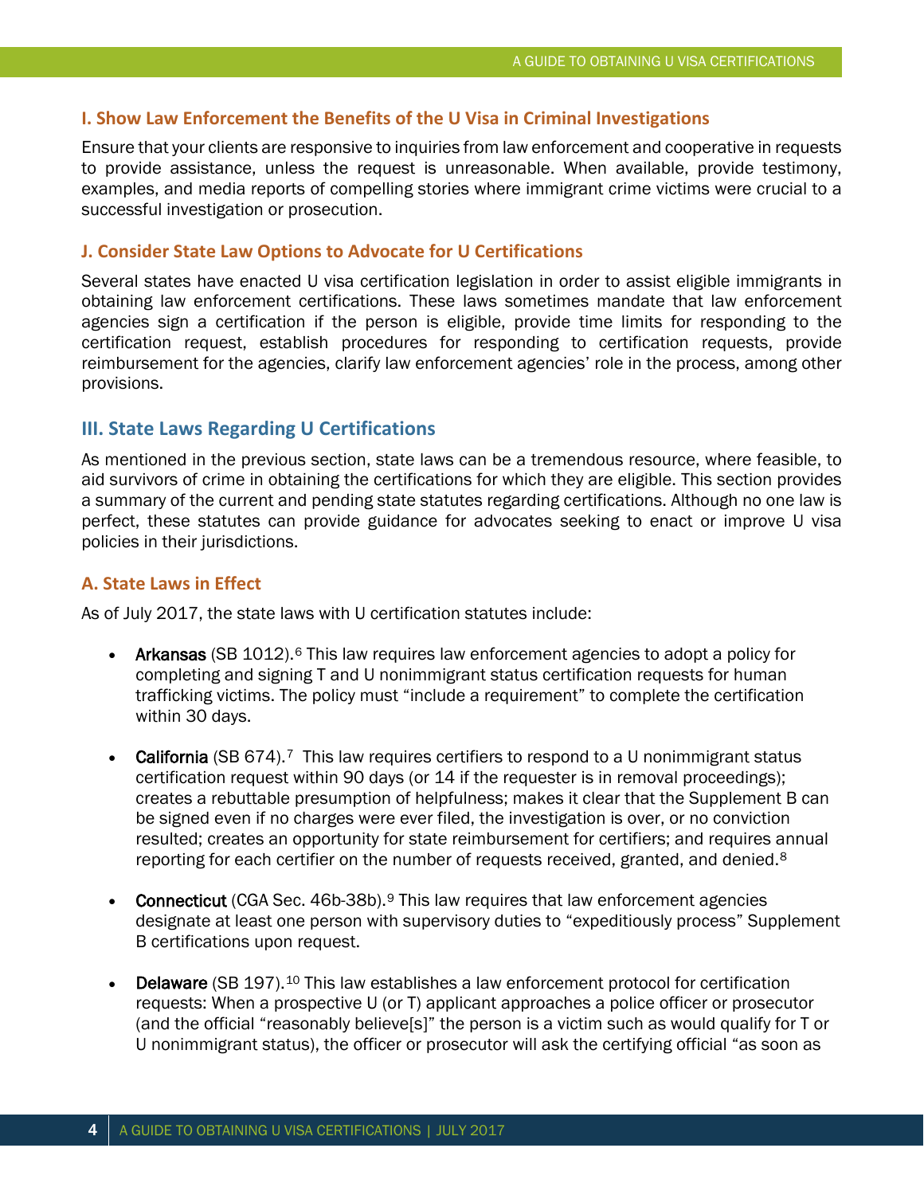### I. Show Law Enforcement the Benefits of the U Visa in Criminal Investigations

Ensure that your clients are responsive to inquiries from law enforcement and cooperative in requests to provide assistance, unless the request is unreasonable. When available, provide testimony, examples, and media reports of compelling stories where immigrant crime victims were crucial to a successful investigation or prosecution.

### J. Consider State Law Options to Advocate for U Certifications

Several states have enacted U visa certification legislation in order to assist eligible immigrants in obtaining law enforcement certifications. These laws sometimes mandate that law enforcement agencies sign a certification if the person is eligible, provide time limits for responding to the certification request, establish procedures for responding to certification requests, provide reimbursement for the agencies, clarify law enforcement agencies' role in the process, among other provisions.

## III. State Laws Regarding U Certifications

As mentioned in the previous section, state laws can be a tremendous resource, where feasible, to aid survivors of crime in obtaining the certifications for which they are eligible. This section provides a summary of the current and pending state statutes regarding certifications. Although no one law is perfect, these statutes can provide guidance for advocates seeking to enact or improve U visa policies in their jurisdictions.

### A. State Laws in Effect

As of July 2017, the state laws with U certification statutes include:

- **Arkansas** (SB 1012).[6] This law requires law enforcement agencies to adopt a policy for completing and signing T and U nonimmigrant status certification requests for human trafficking victims. The policy must "include a requirement" to complete the certification within 30 days.

- **California** (SB 674).[7] This law requires certifiers to respond to a U nonimmigrant status certification request within 90 days (or 14 if the requester is in removal proceedings); creates a rebuttable presumption of helpfulness; makes it clear that the Supplement B can be signed even if no charges were ever filed, the investigation is over, or no conviction resulted; creates an opportunity for state reimbursement for certifiers; and requires annual reporting for each certifier on the number of requests received, granted, and denied.[8]

- **Connecticut** (CGA Sec. 46b-38b).[9] This law requires that law enforcement agencies designate at least one person with supervisory duties to "expeditiously process" Supplement B certifications upon request.

- **Delaware** (SB 197).[10] This law establishes a law enforcement protocol for certification requests: When a prospective U (or T) applicant approaches a police officer or prosecutor (and the official "reasonably believe[s]" the person is a victim such as would qualify for T or U nonimmigrant status), the officer or prosecutor will ask the certifying official "as soon as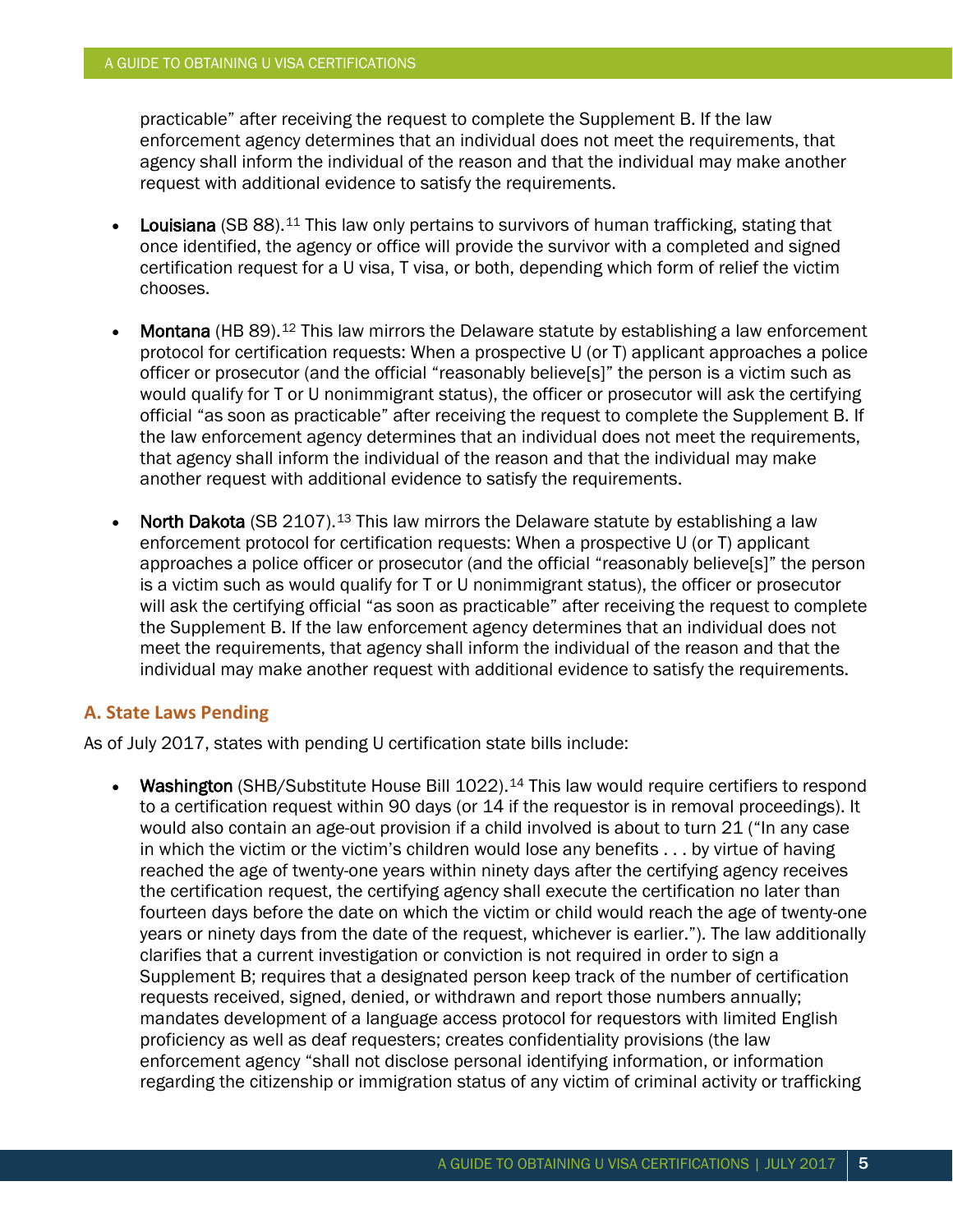practicable" after receiving the request to complete the Supplement B. If the law enforcement agency determines that an individual does not meet the requirements, that agency shall inform the individual of the reason and that the individual may make another request with additional evidence to satisfy the requirements.

- **Louisiana** (SB 88).[11] This law only pertains to survivors of human trafficking, stating that once identified, the agency or office will provide the survivor with a completed and signed certification request for a U visa, T visa, or both, depending which form of relief the victim chooses.

- **Montana** (HB 89).[12] This law mirrors the Delaware statute by establishing a law enforcement protocol for certification requests: When a prospective U (or T) applicant approaches a police officer or prosecutor (and the official "reasonably believe[s]" the person is a victim such as would qualify for T or U nonimmigrant status), the officer or prosecutor will ask the certifying official "as soon as practicable" after receiving the request to complete the Supplement B. If the law enforcement agency determines that an individual does not meet the requirements, that agency shall inform the individual of the reason and that the individual may make another request with additional evidence to satisfy the requirements.

- **North Dakota** (SB 2107).[13] This law mirrors the Delaware statute by establishing a law enforcement protocol for certification requests: When a prospective U (or T) applicant approaches a police officer or prosecutor (and the official "reasonably believe[s]" the person is a victim such as would qualify for T or U nonimmigrant status), the officer or prosecutor will ask the certifying official "as soon as practicable" after receiving the request to complete the Supplement B. If the law enforcement agency determines that an individual does not meet the requirements, that agency shall inform the individual of the reason and that the individual may make another request with additional evidence to satisfy the requirements.

### A. State Laws Pending

As of July 2017, states with pending U certification state bills include:

- **Washington** (SHB/Substitute House Bill 1022).[14] This law would require certifiers to respond to a certification request within 90 days (or 14 if the requestor is in removal proceedings). It would also contain an age-out provision if a child involved is about to turn 21 ("In any case in which the victim or the victim's children would lose any benefits . . . by virtue of having reached the age of twenty-one years within ninety days after the certifying agency receives the certification request, the certifying agency shall execute the certification no later than fourteen days before the date on which the victim or child would reach the age of twenty-one years or ninety days from the date of the request, whichever is earlier."). The law additionally clarifies that a current investigation or conviction is not required in order to sign a Supplement B; requires that a designated person keep track of the number of certification requests received, signed, denied, or withdrawn and report those numbers annually; mandates development of a language access protocol for requestors with limited English proficiency as well as deaf requesters; creates confidentiality provisions (the law enforcement agency "shall not disclose personal identifying information, or information regarding the citizenship or immigration status of any victim of criminal activity or trafficking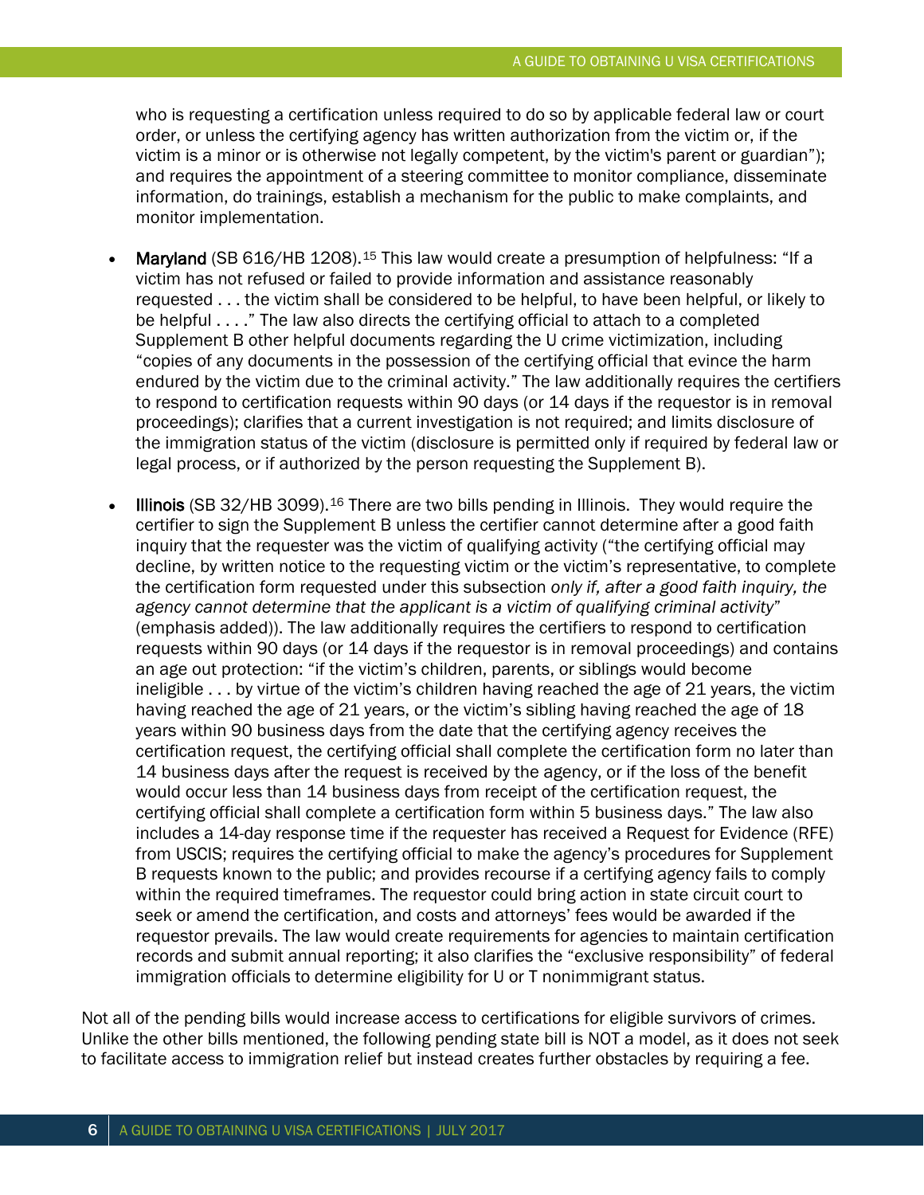who is requesting a certification unless required to do so by applicable federal law or court order, or unless the certifying agency has written authorization from the victim or, if the victim is a minor or is otherwise not legally competent, by the victim's parent or guardian"); and requires the appointment of a steering committee to monitor compliance, disseminate information, do trainings, establish a mechanism for the public to make complaints, and monitor implementation.

- **Maryland** (SB 616/HB 1208).[15] This law would create a presumption of helpfulness: "If a victim has not refused or failed to provide information and assistance reasonably requested . . . the victim shall be considered to be helpful, to have been helpful, or likely to be helpful . . . ." The law also directs the certifying official to attach to a completed Supplement B other helpful documents regarding the U crime victimization, including "copies of any documents in the possession of the certifying official that evince the harm endured by the victim due to the criminal activity." The law additionally requires the certifiers to respond to certification requests within 90 days (or 14 days if the requestor is in removal proceedings); clarifies that a current investigation is not required; and limits disclosure of the immigration status of the victim (disclosure is permitted only if required by federal law or legal process, or if authorized by the person requesting the Supplement B).

- **Illinois** (SB 32/HB 3099).[16] There are two bills pending in Illinois. They would require the certifier to sign the Supplement B unless the certifier cannot determine after a good faith inquiry that the requester was the victim of qualifying activity ("the certifying official may decline, by written notice to the requesting victim or the victim's representative, to complete the certification form requested under this subsection *only if, after a good faith inquiry, the agency cannot determine that the applicant is a victim of qualifying criminal activity*" (emphasis added)). The law additionally requires the certifiers to respond to certification requests within 90 days (or 14 days if the requestor is in removal proceedings) and contains an age out protection: "if the victim's children, parents, or siblings would become ineligible . . . by virtue of the victim's children having reached the age of 21 years, the victim having reached the age of 21 years, or the victim's sibling having reached the age of 18 years within 90 business days from the date that the certifying agency receives the certification request, the certifying official shall complete the certification form no later than 14 business days after the request is received by the agency, or if the loss of the benefit would occur less than 14 business days from receipt of the certification request, the certifying official shall complete a certification form within 5 business days." The law also includes a 14-day response time if the requester has received a Request for Evidence (RFE) from USCIS; requires the certifying official to make the agency's procedures for Supplement B requests known to the public; and provides recourse if a certifying agency fails to comply within the required timeframes. The requestor could bring action in state circuit court to seek or amend the certification, and costs and attorneys' fees would be awarded if the requestor prevails. The law would create requirements for agencies to maintain certification records and submit annual reporting; it also clarifies the "exclusive responsibility" of federal immigration officials to determine eligibility for U or T nonimmigrant status.

Not all of the pending bills would increase access to certifications for eligible survivors of crimes. Unlike the other bills mentioned, the following pending state bill is NOT a model, as it does not seek to facilitate access to immigration relief but instead creates further obstacles by requiring a fee.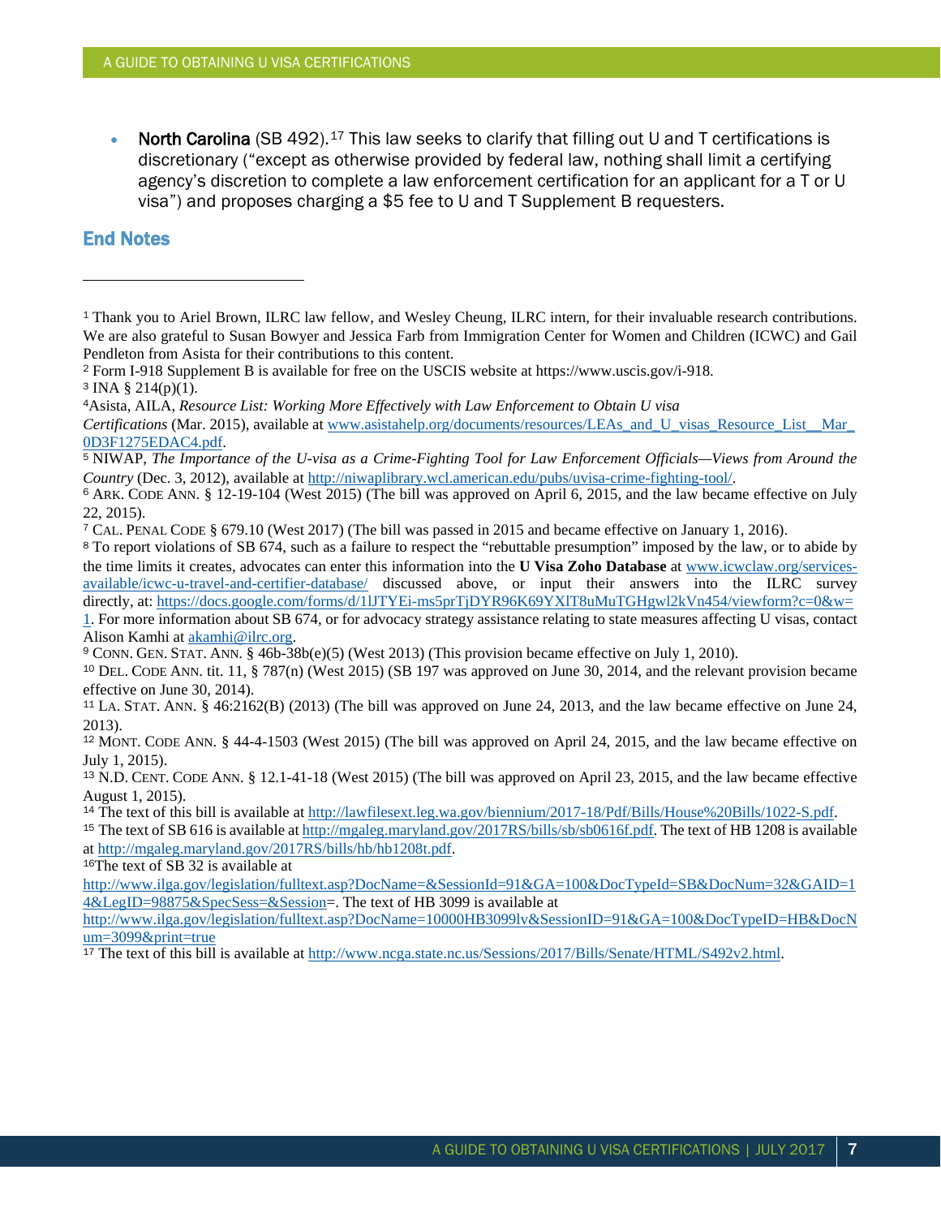- **North Carolina** (SB 492).[17] This law seeks to clarify that filling out U and T certifications is discretionary ("except as otherwise provided by federal law, nothing shall limit a certifying agency's discretion to complete a law enforcement certification for an applicant for a T or U visa") and proposes charging a $5 fee to U and T Supplement B requesters.

## End Notes

[1] Thank you to Ariel Brown, ILRC law fellow, and Wesley Cheung, ILRC intern, for their invaluable research contributions. We are also grateful to Susan Bowyer and Jessica Farb from Immigration Center for Women and Children (ICWC) and Gail Pendleton from Asista for their contributions to this content.

[2] Form I-918 Supplement B is available for free on the USCIS website at https://www.uscis.gov/i-918.

[3] INA § 214(p)(1).

[4] Asista, AILA, *Resource List: Working More Effectively with Law Enforcement to Obtain U visa Certifications* (Mar. 2015), available at www.asistahelp.org/documents/resources/LEAs_and_U_visas_Resource_List__Mar_0D3F1275EDAC4.pdf.

[5] NIWAP, *The Importance of the U-visa as a Crime-Fighting Tool for Law Enforcement Officials—Views from Around the Country* (Dec. 3, 2012), available at http://niwaplibrary.wcl.american.edu/pubs/uvisa-crime-fighting-tool/.

[6] ARK. CODE ANN. § 12-19-104 (West 2015) (The bill was approved on April 6, 2015, and the law became effective on July 22, 2015).

[7] CAL. PENAL CODE § 679.10 (West 2017) (The bill was passed in 2015 and became effective on January 1, 2016).

[8] To report violations of SB 674, such as a failure to respect the "rebuttable presumption" imposed by the law, or to abide by the time limits it creates, advocates can enter this information into the **U Visa Zoho Database** at www.icwclaw.org/services-available/icwc-u-travel-and-certifier-database/ discussed above, or input their answers into the ILRC survey directly, at: https://docs.google.com/forms/d/1lJTYEi-ms5prTjDYR96K69YXlT8uMuTGHgwl2kVn454/viewform?c=0&w=1. For more information about SB 674, or for advocacy strategy assistance relating to state measures affecting U visas, contact Alison Kamhi at akamhi@ilrc.org.

[9] CONN. GEN. STAT. ANN. § 46b-38b(e)(5) (West 2013) (This provision became effective on July 1, 2010).

[10] DEL. CODE ANN. tit. 11, § 787(n) (West 2015) (SB 197 was approved on June 30, 2014, and the relevant provision became effective on June 30, 2014).

[11] LA. STAT. ANN. § 46:2162(B) (2013) (The bill was approved on June 24, 2013, and the law became effective on June 24, 2013).

[12] MONT. CODE ANN. § 44-4-1503 (West 2015) (The bill was approved on April 24, 2015, and the law became effective on July 1, 2015).

[13] N.D. CENT. CODE ANN. § 12.1-41-18 (West 2015) (The bill was approved on April 23, 2015, and the law became effective August 1, 2015).

[14] The text of this bill is available at http://lawfilesext.leg.wa.gov/biennium/2017-18/Pdf/Bills/House%20Bills/1022-S.pdf.

[15] The text of SB 616 is available at http://mgaleg.maryland.gov/2017RS/bills/sb/sb0616f.pdf. The text of HB 1208 is available at http://mgaleg.maryland.gov/2017RS/bills/hb/hb1208t.pdf.

[16] The text of SB 32 is available at http://www.ilga.gov/legislation/fulltext.asp?DocName=&SessionId=91&GA=100&DocTypeId=SB&DocNum=32&GAID=14&LegID=98875&SpecSess=&Session=. The text of HB 3099 is available at http://www.ilga.gov/legislation/fulltext.asp?DocName=10000HB3099lv&SessionID=91&GA=100&DocTypeID=HB&DocNum=3099&print=true

[17] The text of this bill is available at http://www.ncga.state.nc.us/Sessions/2017/Bills/Senate/HTML/S492v2.html.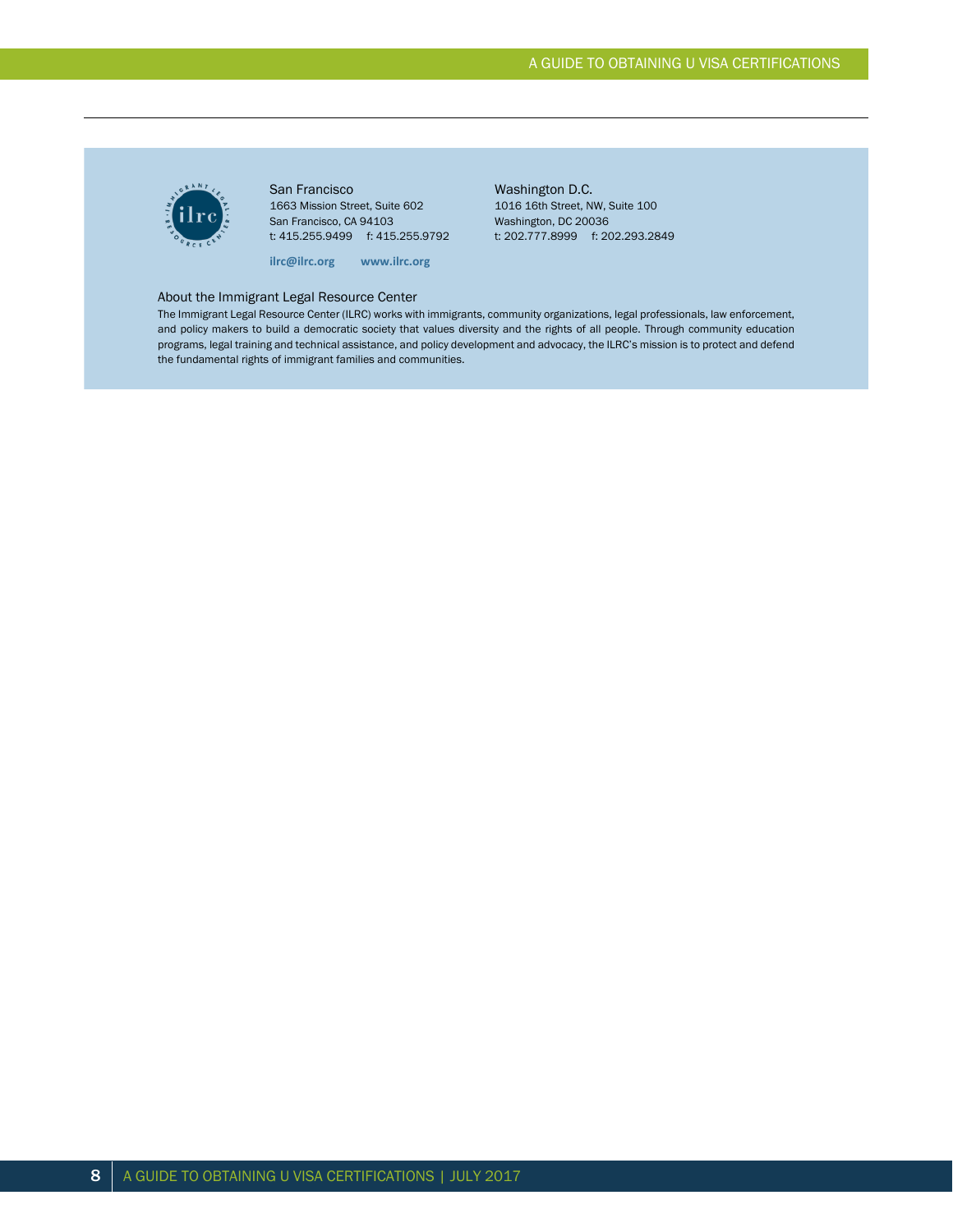San Francisco
1663 Mission Street, Suite 602
San Francisco, CA 94103
t: 415.255.9499 f: 415.255.9792

Washington D.C.
1016 16th Street, NW, Suite 100
Washington, DC 20036
t: 202.777.8999 f: 202.293.2849

ilrc@ilrc.org www.ilrc.org

### About the Immigrant Legal Resource Center

The Immigrant Legal Resource Center (ILRC) works with immigrants, community organizations, legal professionals, law enforcement, and policy makers to build a democratic society that values diversity and the rights of all people. Through community education programs, legal training and technical assistance, and policy development and advocacy, the ILRC's mission is to protect and defend the fundamental rights of immigrant families and communities.